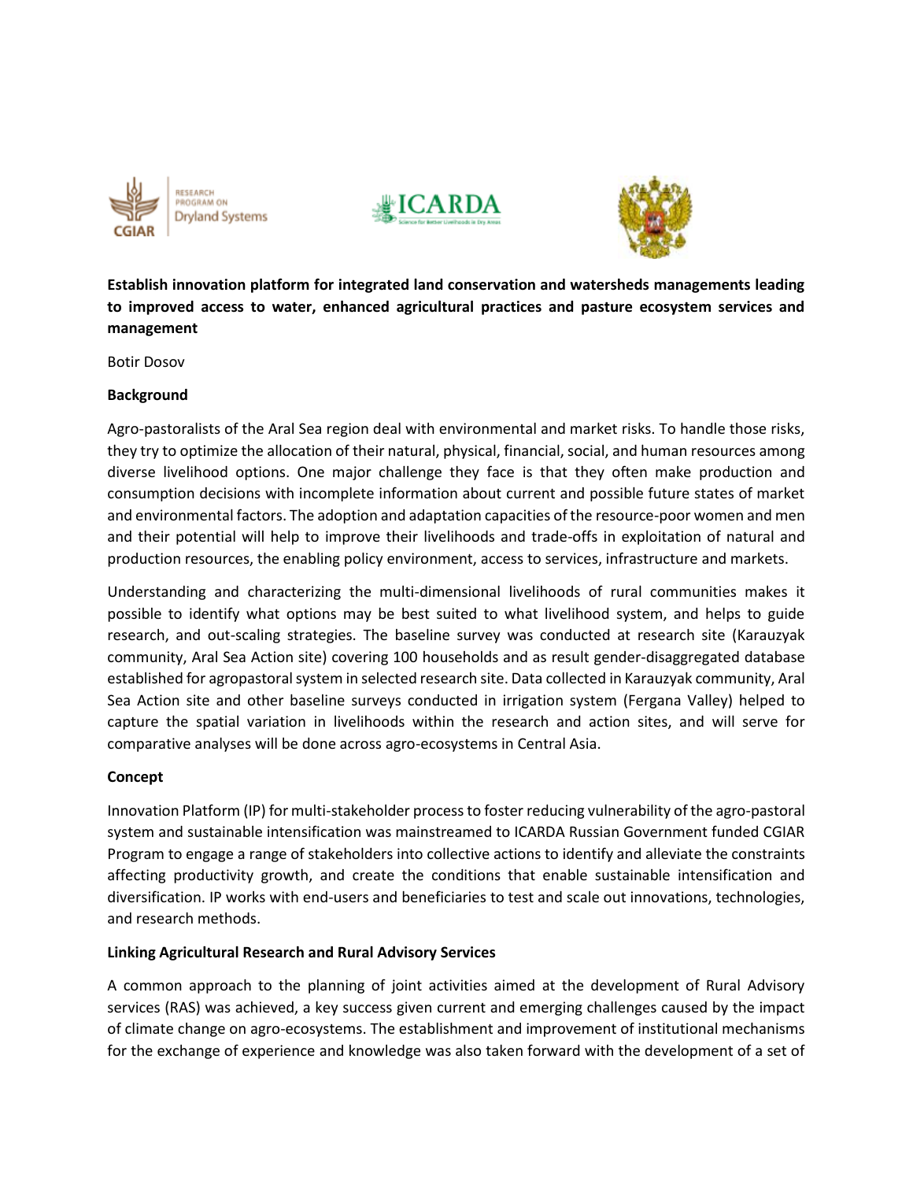**Establish innovation platform for integrated land conservation and watersheds managements leading to improved access to water, enhanced agricultural practices and pasture ecosystem services and management**

Botir Dosov

**Background**

Agro-pastoralists of the Aral Sea region deal with environmental and market risks. To handle those risks, they try to optimize the allocation of their natural, physical, financial, social, and human resources among diverse livelihood options. One major challenge they face is that they often make production and consumption decisions with incomplete information about current and possible future states of market and environmental factors. The adoption and adaptation capacities of the resource-poor women and men and their potential will help to improve their livelihoods and trade-offs in exploitation of natural and production resources, the enabling policy environment, access to services, infrastructure and markets.

Understanding and characterizing the multi-dimensional livelihoods of rural communities makes it possible to identify what options may be best suited to what livelihood system, and helps to guide research, and out-scaling strategies. The baseline survey was conducted at research site (Karauzyak community, Aral Sea Action site) covering 100 households and as result gender-disaggregated database established for agropastoral system in selected research site. Data collected in Karauzyak community, Aral Sea Action site and other baseline surveys conducted in irrigation system (Fergana Valley) helped to capture the spatial variation in livelihoods within the research and action sites, and will serve for comparative analyses will be done across agro-ecosystems in Central Asia.

**Concept**

Innovation Platform (IP) for multi-stakeholder process to foster reducing vulnerability of the agro-pastoral system and sustainable intensification was mainstreamed to ICARDA Russian Government funded CGIAR Program to engage a range of stakeholders into collective actions to identify and alleviate the constraints affecting productivity growth, and create the conditions that enable sustainable intensification and diversification. IP works with end-users and beneficiaries to test and scale out innovations, technologies, and research methods.

**Linking Agricultural Research and Rural Advisory Services**

A common approach to the planning of joint activities aimed at the development of Rural Advisory services (RAS) was achieved, a key success given current and emerging challenges caused by the impact of climate change on agro-ecosystems. The establishment and improvement of institutional mechanisms for the exchange of experience and knowledge was also taken forward with the development of a set of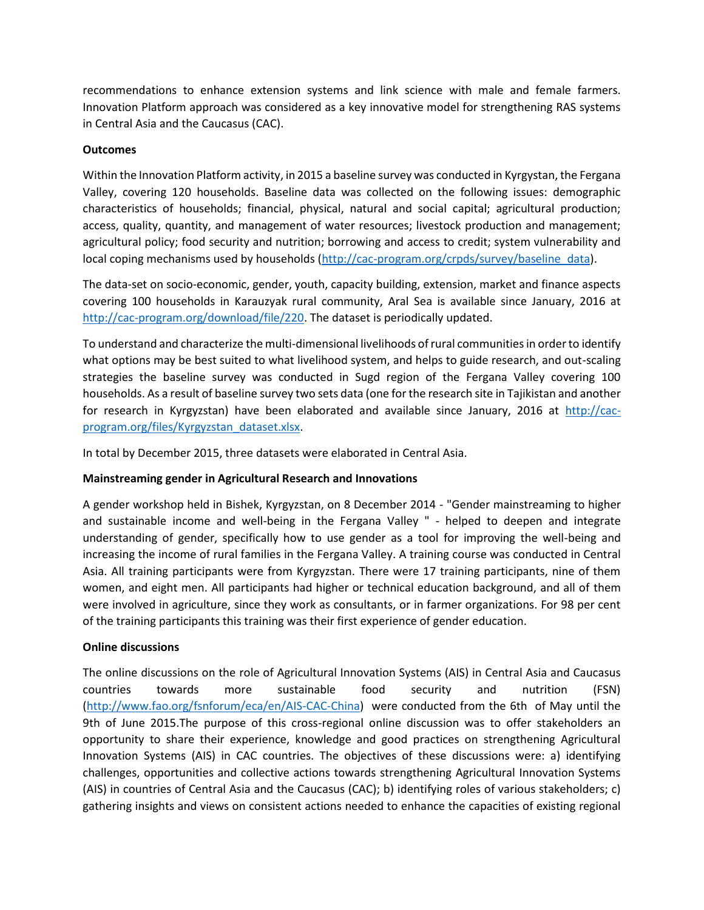recommendations to enhance extension systems and link science with male and female farmers. Innovation Platform approach was considered as a key innovative model for strengthening RAS systems in Central Asia and the Caucasus (CAC).

**Outcomes**

Within the Innovation Platform activity, in 2015 a baseline survey was conducted in Kyrgystan, the Fergana Valley, covering 120 households. Baseline data was collected on the following issues: demographic characteristics of households; financial, physical, natural and social capital; agricultural production; access, quality, quantity, and management of water resources; livestock production and management; agricultural policy; food security and nutrition; borrowing and access to credit; system vulnerability and local coping mechanisms used by households (http://cac-program.org/crpds/survey/baseline_data).

The data-set on socio-economic, gender, youth, capacity building, extension, market and finance aspects covering 100 households in Karauzyak rural community, Aral Sea is available since January, 2016 at http://cac-program.org/download/file/220. The dataset is periodically updated.

To understand and characterize the multi-dimensional livelihoods of rural communities in order to identify what options may be best suited to what livelihood system, and helps to guide research, and out-scaling strategies the baseline survey was conducted in Sugd region of the Fergana Valley covering 100 households. As a result of baseline survey two sets data (one for the research site in Tajikistan and another for research in Kyrgyzstan) have been elaborated and available since January, 2016 at http://cac-program.org/files/Kyrgyzstan_dataset.xlsx.

In total by December 2015, three datasets were elaborated in Central Asia.

**Mainstreaming gender in Agricultural Research and Innovations**

A gender workshop held in Bishek, Kyrgyzstan, on 8 December 2014 - "Gender mainstreaming to higher and sustainable income and well-being in the Fergana Valley " - helped to deepen and integrate understanding of gender, specifically how to use gender as a tool for improving the well-being and increasing the income of rural families in the Fergana Valley. A training course was conducted in Central Asia. All training participants were from Kyrgyzstan. There were 17 training participants, nine of them women, and eight men. All participants had higher or technical education background, and all of them were involved in agriculture, since they work as consultants, or in farmer organizations. For 98 per cent of the training participants this training was their first experience of gender education.

**Online discussions**

The online discussions on the role of Agricultural Innovation Systems (AIS) in Central Asia and Caucasus countries towards more sustainable food security and nutrition (FSN) (http://www.fao.org/fsnforum/eca/en/AIS-CAC-China) were conducted from the 6th of May until the 9th of June 2015.The purpose of this cross-regional online discussion was to offer stakeholders an opportunity to share their experience, knowledge and good practices on strengthening Agricultural Innovation Systems (AIS) in CAC countries. The objectives of these discussions were: a) identifying challenges, opportunities and collective actions towards strengthening Agricultural Innovation Systems (AIS) in countries of Central Asia and the Caucasus (CAC); b) identifying roles of various stakeholders; c) gathering insights and views on consistent actions needed to enhance the capacities of existing regional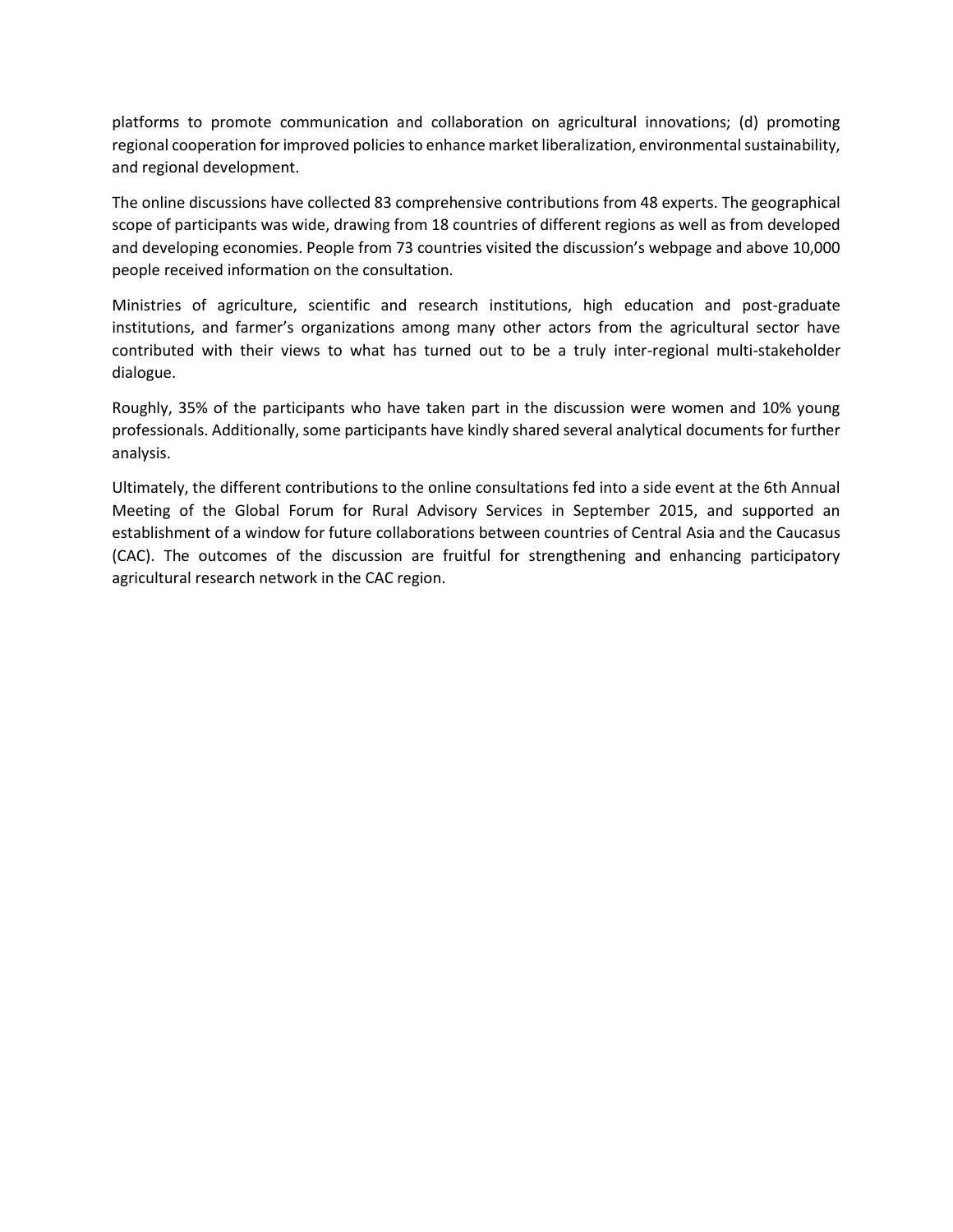platforms to promote communication and collaboration on agricultural innovations; (d) promoting regional cooperation for improved policies to enhance market liberalization, environmental sustainability, and regional development.

The online discussions have collected 83 comprehensive contributions from 48 experts. The geographical scope of participants was wide, drawing from 18 countries of different regions as well as from developed and developing economies. People from 73 countries visited the discussion's webpage and above 10,000 people received information on the consultation.

Ministries of agriculture, scientific and research institutions, high education and post-graduate institutions, and farmer's organizations among many other actors from the agricultural sector have contributed with their views to what has turned out to be a truly inter-regional multi-stakeholder dialogue.

Roughly, 35% of the participants who have taken part in the discussion were women and 10% young professionals. Additionally, some participants have kindly shared several analytical documents for further analysis.

Ultimately, the different contributions to the online consultations fed into a side event at the 6th Annual Meeting of the Global Forum for Rural Advisory Services in September 2015, and supported an establishment of a window for future collaborations between countries of Central Asia and the Caucasus (CAC). The outcomes of the discussion are fruitful for strengthening and enhancing participatory agricultural research network in the CAC region.